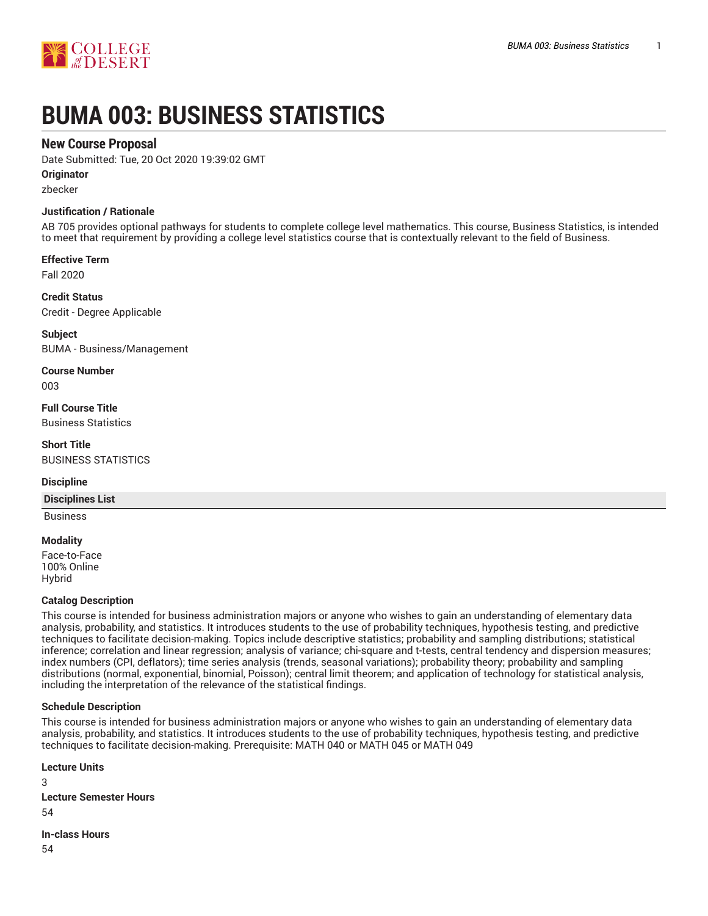# BUMA 003: BUSINESS STATISTICS

## New Course Proposal

Date Submitted: Tue, 20 Oct 2020 19:39:02 GMT

**Originator**

zbecker

**Justification / Rationale**

AB 705 provides optional pathways for students to complete college level mathematics. This course, Business Statistics, is intended to meet that requirement by providing a college level statistics course that is contextually relevant to the field of Business.

**Effective Term**

Fall 2020

**Credit Status**

Credit - Degree Applicable

**Subject**

BUMA - Business/Management

**Course Number**

003

**Full Course Title**

Business Statistics

**Short Title**

BUSINESS STATISTICS

**Discipline**

| Disciplines List |
| --- |
| Business |

**Modality**

Face-to-Face
100% Online
Hybrid

**Catalog Description**

This course is intended for business administration majors or anyone who wishes to gain an understanding of elementary data analysis, probability, and statistics. It introduces students to the use of probability techniques, hypothesis testing, and predictive techniques to facilitate decision-making. Topics include descriptive statistics; probability and sampling distributions; statistical inference; correlation and linear regression; analysis of variance; chi-square and t-tests, central tendency and dispersion measures; index numbers (CPI, deflators); time series analysis (trends, seasonal variations); probability theory; probability and sampling distributions (normal, exponential, binomial, Poisson); central limit theorem; and application of technology for statistical analysis, including the interpretation of the relevance of the statistical findings.

**Schedule Description**

This course is intended for business administration majors or anyone who wishes to gain an understanding of elementary data analysis, probability, and statistics. It introduces students to the use of probability techniques, hypothesis testing, and predictive techniques to facilitate decision-making. Prerequisite: MATH 040 or MATH 045 or MATH 049

**Lecture Units**

3

**Lecture Semester Hours**

54

**In-class Hours**

54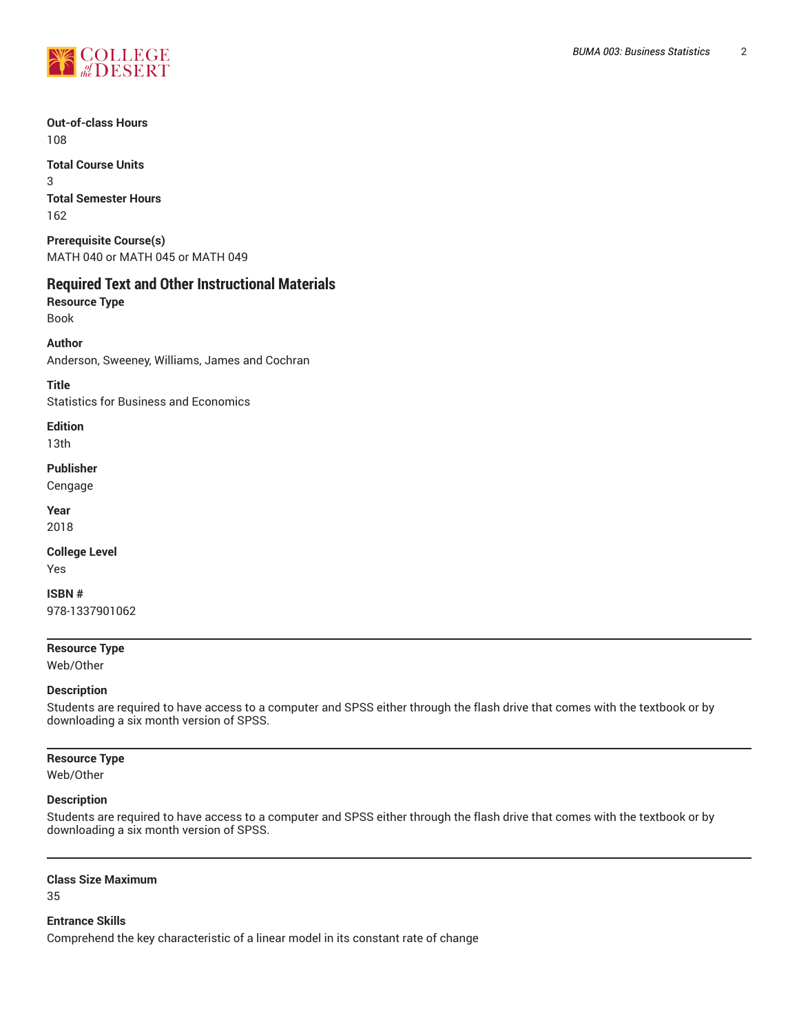**Out-of-class Hours**
108

**Total Course Units**
3

**Total Semester Hours**
162

**Prerequisite Course(s)**
MATH 040 or MATH 045 or MATH 049

## Required Text and Other Instructional Materials

**Resource Type**
Book

**Author**
Anderson, Sweeney, Williams, James and Cochran

**Title**
Statistics for Business and Economics

**Edition**
13th

**Publisher**
Cengage

**Year**
2018

**College Level**
Yes

**ISBN #**
978-1337901062

---

**Resource Type**
Web/Other

**Description**
Students are required to have access to a computer and SPSS either through the flash drive that comes with the textbook or by downloading a six month version of SPSS.

---

**Resource Type**
Web/Other

**Description**
Students are required to have access to a computer and SPSS either through the flash drive that comes with the textbook or by downloading a six month version of SPSS.

---

**Class Size Maximum**
35

**Entrance Skills**
Comprehend the key characteristic of a linear model in its constant rate of change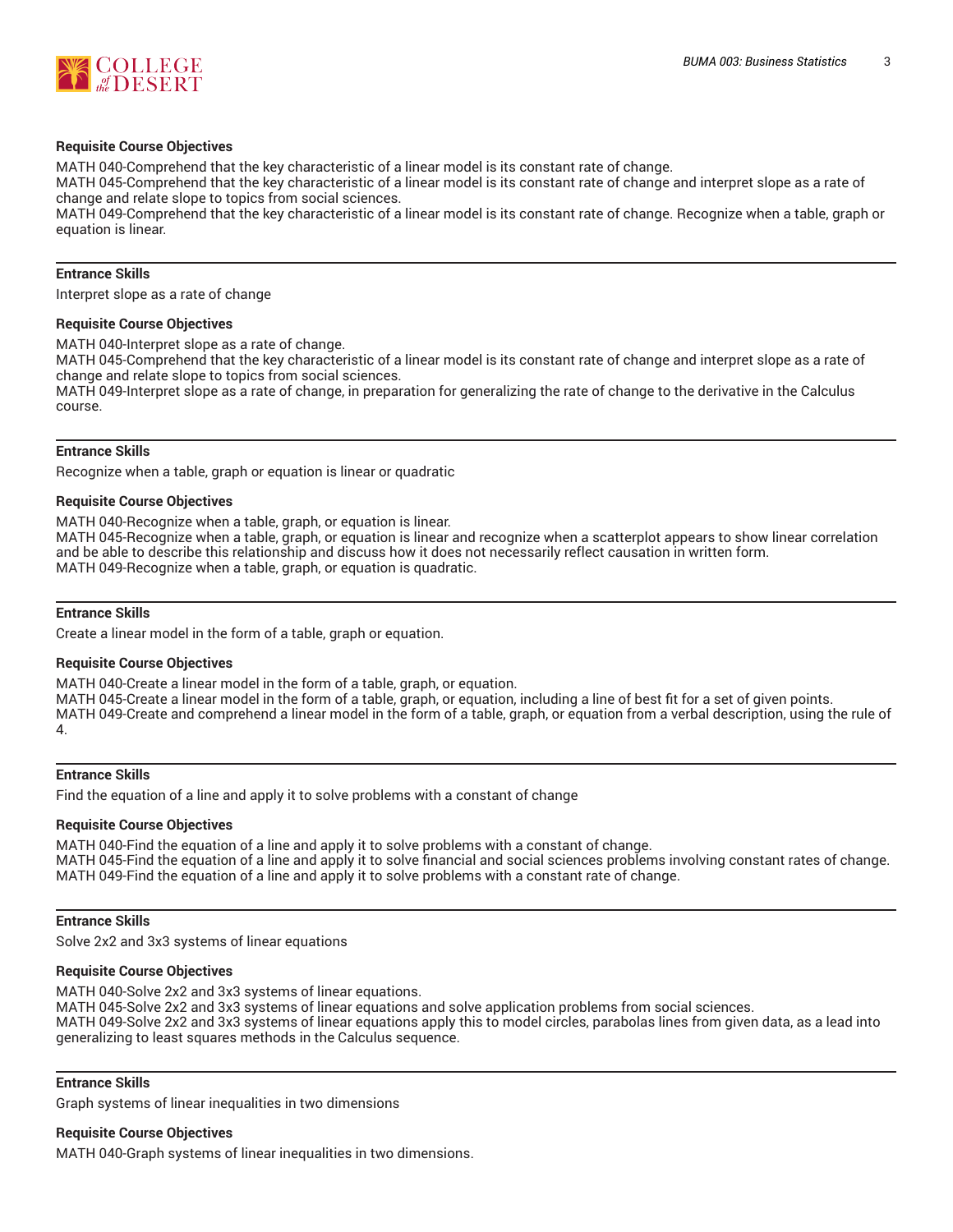**Requisite Course Objectives**

MATH 040-Comprehend that the key characteristic of a linear model is its constant rate of change.
MATH 045-Comprehend that the key characteristic of a linear model is its constant rate of change and interpret slope as a rate of change and relate slope to topics from social sciences.
MATH 049-Comprehend that the key characteristic of a linear model is its constant rate of change. Recognize when a table, graph or equation is linear.

---

**Entrance Skills**

Interpret slope as a rate of change

**Requisite Course Objectives**

MATH 040-Interpret slope as a rate of change.
MATH 045-Comprehend that the key characteristic of a linear model is its constant rate of change and interpret slope as a rate of change and relate slope to topics from social sciences.
MATH 049-Interpret slope as a rate of change, in preparation for generalizing the rate of change to the derivative in the Calculus course.

---

**Entrance Skills**

Recognize when a table, graph or equation is linear or quadratic

**Requisite Course Objectives**

MATH 040-Recognize when a table, graph, or equation is linear.
MATH 045-Recognize when a table, graph, or equation is linear and recognize when a scatterplot appears to show linear correlation and be able to describe this relationship and discuss how it does not necessarily reflect causation in written form.
MATH 049-Recognize when a table, graph, or equation is quadratic.

---

**Entrance Skills**

Create a linear model in the form of a table, graph or equation.

**Requisite Course Objectives**

MATH 040-Create a linear model in the form of a table, graph, or equation.
MATH 045-Create a linear model in the form of a table, graph, or equation, including a line of best fit for a set of given points.
MATH 049-Create and comprehend a linear model in the form of a table, graph, or equation from a verbal description, using the rule of 4.

---

**Entrance Skills**

Find the equation of a line and apply it to solve problems with a constant of change

**Requisite Course Objectives**

MATH 040-Find the equation of a line and apply it to solve problems with a constant of change.
MATH 045-Find the equation of a line and apply it to solve financial and social sciences problems involving constant rates of change.
MATH 049-Find the equation of a line and apply it to solve problems with a constant rate of change.

---

**Entrance Skills**

Solve 2x2 and 3x3 systems of linear equations

**Requisite Course Objectives**

MATH 040-Solve 2x2 and 3x3 systems of linear equations.
MATH 045-Solve 2x2 and 3x3 systems of linear equations and solve application problems from social sciences.
MATH 049-Solve 2x2 and 3x3 systems of linear equations apply this to model circles, parabolas lines from given data, as a lead into generalizing to least squares methods in the Calculus sequence.

---

**Entrance Skills**

Graph systems of linear inequalities in two dimensions

**Requisite Course Objectives**

MATH 040-Graph systems of linear inequalities in two dimensions.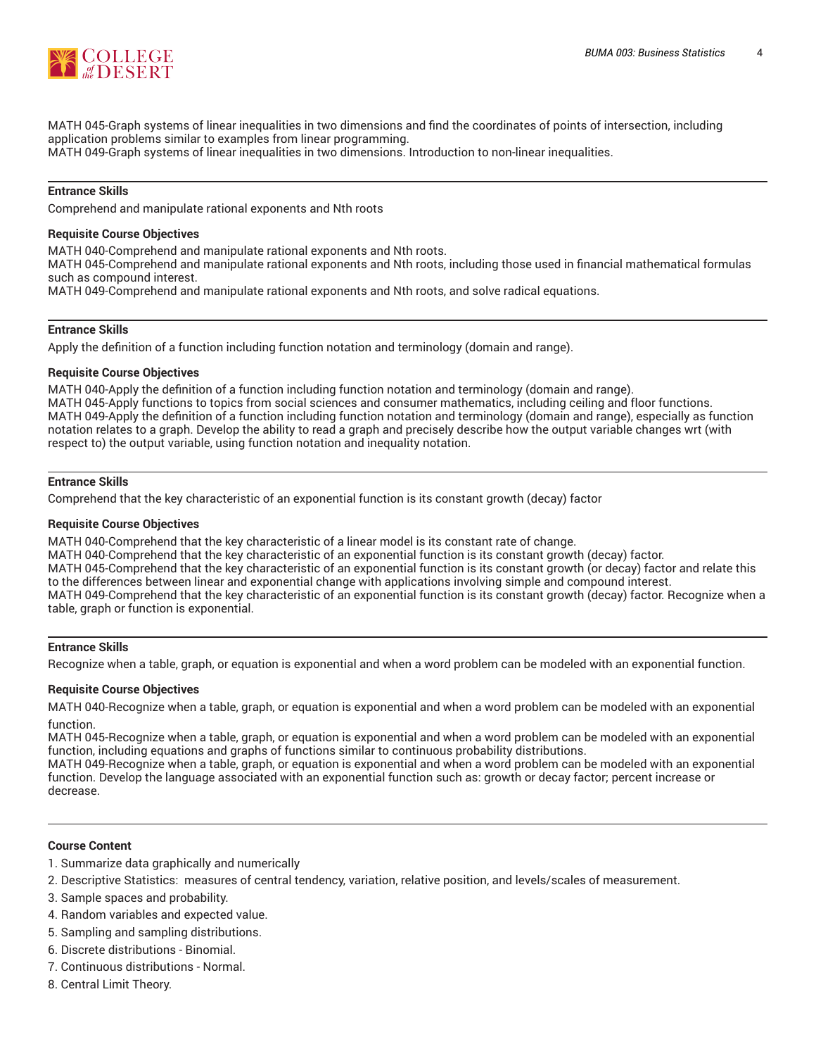MATH 045-Graph systems of linear inequalities in two dimensions and find the coordinates of points of intersection, including application problems similar to examples from linear programming.
MATH 049-Graph systems of linear inequalities in two dimensions. Introduction to non-linear inequalities.

---

**Entrance Skills**

Comprehend and manipulate rational exponents and Nth roots

**Requisite Course Objectives**

MATH 040-Comprehend and manipulate rational exponents and Nth roots.
MATH 045-Comprehend and manipulate rational exponents and Nth roots, including those used in financial mathematical formulas such as compound interest.
MATH 049-Comprehend and manipulate rational exponents and Nth roots, and solve radical equations.

---

**Entrance Skills**

Apply the definition of a function including function notation and terminology (domain and range).

**Requisite Course Objectives**

MATH 040-Apply the definition of a function including function notation and terminology (domain and range).
MATH 045-Apply functions to topics from social sciences and consumer mathematics, including ceiling and floor functions.
MATH 049-Apply the definition of a function including function notation and terminology (domain and range), especially as function notation relates to a graph. Develop the ability to read a graph and precisely describe how the output variable changes wrt (with respect to) the output variable, using function notation and inequality notation.

---

**Entrance Skills**

Comprehend that the key characteristic of an exponential function is its constant growth (decay) factor

**Requisite Course Objectives**

MATH 040-Comprehend that the key characteristic of a linear model is its constant rate of change.
MATH 040-Comprehend that the key characteristic of an exponential function is its constant growth (decay) factor.
MATH 045-Comprehend that the key characteristic of an exponential function is its constant growth (or decay) factor and relate this to the differences between linear and exponential change with applications involving simple and compound interest.
MATH 049-Comprehend that the key characteristic of an exponential function is its constant growth (decay) factor. Recognize when a table, graph or function is exponential.

---

**Entrance Skills**

Recognize when a table, graph, or equation is exponential and when a word problem can be modeled with an exponential function.

**Requisite Course Objectives**

MATH 040-Recognize when a table, graph, or equation is exponential and when a word problem can be modeled with an exponential function.
MATH 045-Recognize when a table, graph, or equation is exponential and when a word problem can be modeled with an exponential function, including equations and graphs of functions similar to continuous probability distributions.
MATH 049-Recognize when a table, graph, or equation is exponential and when a word problem can be modeled with an exponential function. Develop the language associated with an exponential function such as: growth or decay factor; percent increase or decrease.

---

**Course Content**

1. Summarize data graphically and numerically
2. Descriptive Statistics: measures of central tendency, variation, relative position, and levels/scales of measurement.
3. Sample spaces and probability.
4. Random variables and expected value.
5. Sampling and sampling distributions.
6. Discrete distributions - Binomial.
7. Continuous distributions - Normal.
8. Central Limit Theory.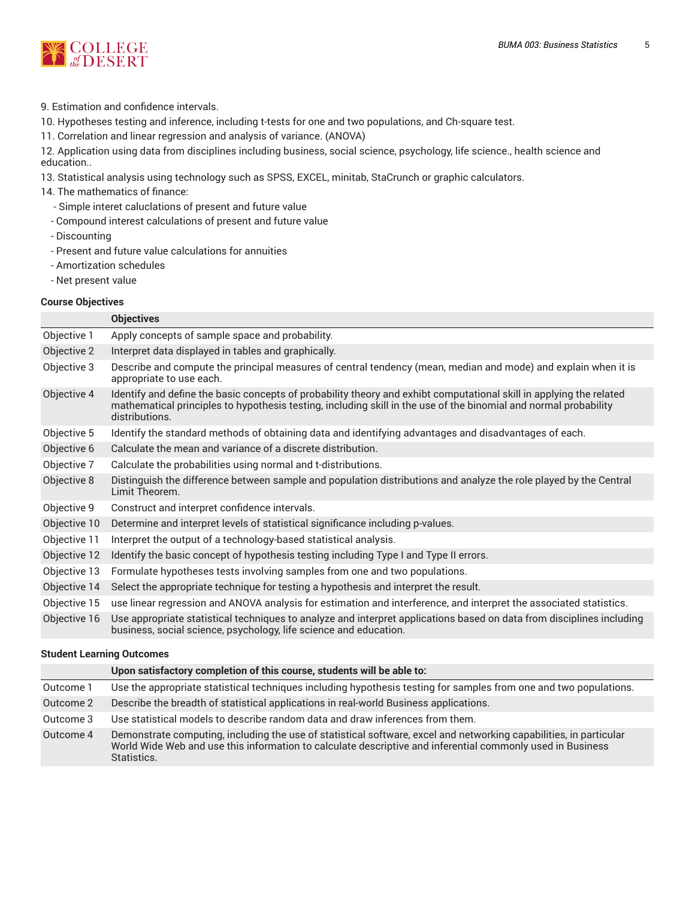9. Estimation and confidence intervals.
10. Hypotheses testing and inference, including t-tests for one and two populations, and Ch-square test.
11. Correlation and linear regression and analysis of variance. (ANOVA)
12. Application using data from disciplines including business, social science, psychology, life science., health science and education..
13. Statistical analysis using technology such as SPSS, EXCEL, minitab, StaCrunch or graphic calculators.
14. The mathematics of finance:
  - Simple interet caluclations of present and future value
  - Compound interest calculations of present and future value
  - Discounting
  - Present and future value calculations for annuities
  - Amortization schedules
  - Net present value

**Course Objectives**

| | Objectives |
|---|---|
| Objective 1 | Apply concepts of sample space and probability. |
| Objective 2 | Interpret data displayed in tables and graphically. |
| Objective 3 | Describe and compute the principal measures of central tendency (mean, median and mode) and explain when it is appropriate to use each. |
| Objective 4 | Identify and define the basic concepts of probability theory and exhibit computational skill in applying the related mathematical principles to hypothesis testing, including skill in the use of the binomial and normal probability distributions. |
| Objective 5 | Identify the standard methods of obtaining data and identifying advantages and disadvantages of each. |
| Objective 6 | Calculate the mean and variance of a discrete distribution. |
| Objective 7 | Calculate the probabilities using normal and t-distributions. |
| Objective 8 | Distinguish the difference between sample and population distributions and analyze the role played by the Central Limit Theorem. |
| Objective 9 | Construct and interpret confidence intervals. |
| Objective 10 | Determine and interpret levels of statistical significance including p-values. |
| Objective 11 | Interpret the output of a technology-based statistical analysis. |
| Objective 12 | Identify the basic concept of hypothesis testing including Type I and Type II errors. |
| Objective 13 | Formulate hypotheses tests involving samples from one and two populations. |
| Objective 14 | Select the appropriate technique for testing a hypothesis and interpret the result. |
| Objective 15 | use linear regression and ANOVA analysis for estimation and interference, and interpret the associated statistics. |
| Objective 16 | Use appropriate statistical techniques to analyze and interpret applications based on data from disciplines including business, social science, psychology, life science and education. |

**Student Learning Outcomes**

| | Upon satisfactory completion of this course, students will be able to: |
|---|---|
| Outcome 1 | Use the appropriate statistical techniques including hypothesis testing for samples from one and two populations. |
| Outcome 2 | Describe the breadth of statistical applications in real-world Business applications. |
| Outcome 3 | Use statistical models to describe random data and draw inferences from them. |
| Outcome 4 | Demonstrate computing, including the use of statistical software, excel and networking capabilities, in particular World Wide Web and use this information to calculate descriptive and inferential commonly used in Business Statistics. |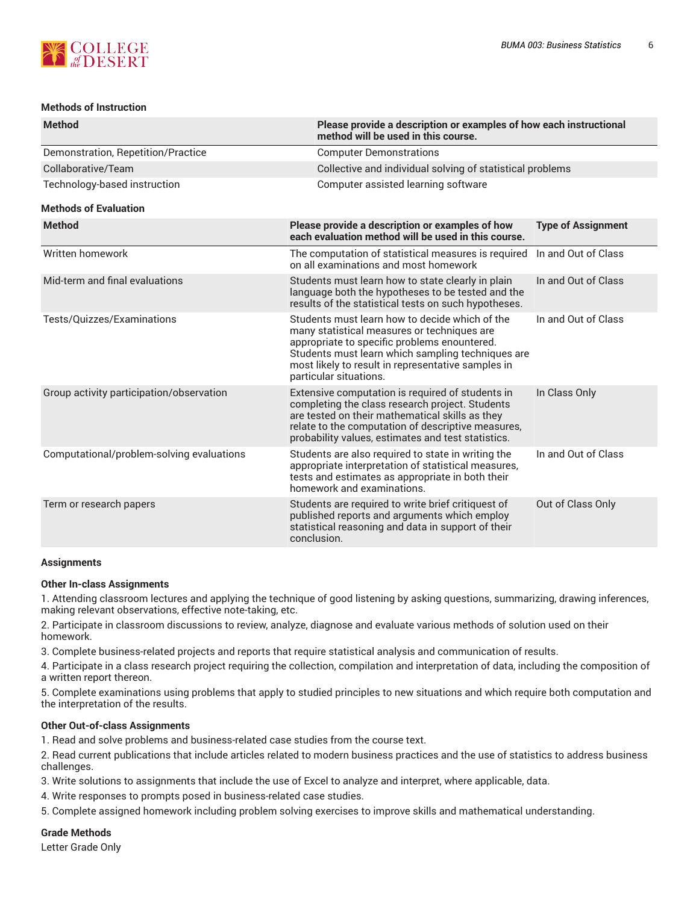#### Methods of Instruction

| Method | Please provide a description or examples of how each instructional method will be used in this course. |
| --- | --- |
| Demonstration, Repetition/Practice | Computer Demonstrations |
| Collaborative/Team | Collective and individual solving of statistical problems |
| Technology-based instruction | Computer assisted learning software |

#### Methods of Evaluation

| Method | Please provide a description or examples of how each evaluation method will be used in this course. | Type of Assignment |
| --- | --- | --- |
| Written homework | The computation of statistical measures is required on all examinations and most homework | In and Out of Class |
| Mid-term and final evaluations | Students must learn how to state clearly in plain language both the hypotheses to be tested and the results of the statistical tests on such hypotheses. | In and Out of Class |
| Tests/Quizzes/Examinations | Students must learn how to decide which of the many statistical measures or techniques are appropriate to specific problems encountered. Students must learn which sampling techniques are most likely to result in representative samples in particular situations. | In and Out of Class |
| Group activity participation/observation | Extensive computation is required of students in completing the class research project. Students are tested on their mathematical skills as they relate to the computation of descriptive measures, probability values, estimates and test statistics. | In Class Only |
| Computational/problem-solving evaluations | Students are also required to state in writing the appropriate interpretation of statistical measures, tests and estimates as appropriate in both their homework and examinations. | In and Out of Class |
| Term or research papers | Students are required to write brief critiquest of published reports and arguments which employ statistical reasoning and data in support of their conclusion. | Out of Class Only |

#### Assignments

**Other In-class Assignments**

1. Attending classroom lectures and applying the technique of good listening by asking questions, summarizing, drawing inferences, making relevant observations, effective note-taking, etc.
2. Participate in classroom discussions to review, analyze, diagnose and evaluate various methods of solution used on their homework.
3. Complete business-related projects and reports that require statistical analysis and communication of results.
4. Participate in a class research project requiring the collection, compilation and interpretation of data, including the composition of a written report thereon.
5. Complete examinations using problems that apply to studied principles to new situations and which require both computation and the interpretation of the results.

**Other Out-of-class Assignments**

1. Read and solve problems and business-related case studies from the course text.
2. Read current publications that include articles related to modern business practices and the use of statistics to address business challenges.
3. Write solutions to assignments that include the use of Excel to analyze and interpret, where applicable, data.
4. Write responses to prompts posed in business-related case studies.
5. Complete assigned homework including problem solving exercises to improve skills and mathematical understanding.

#### Grade Methods

Letter Grade Only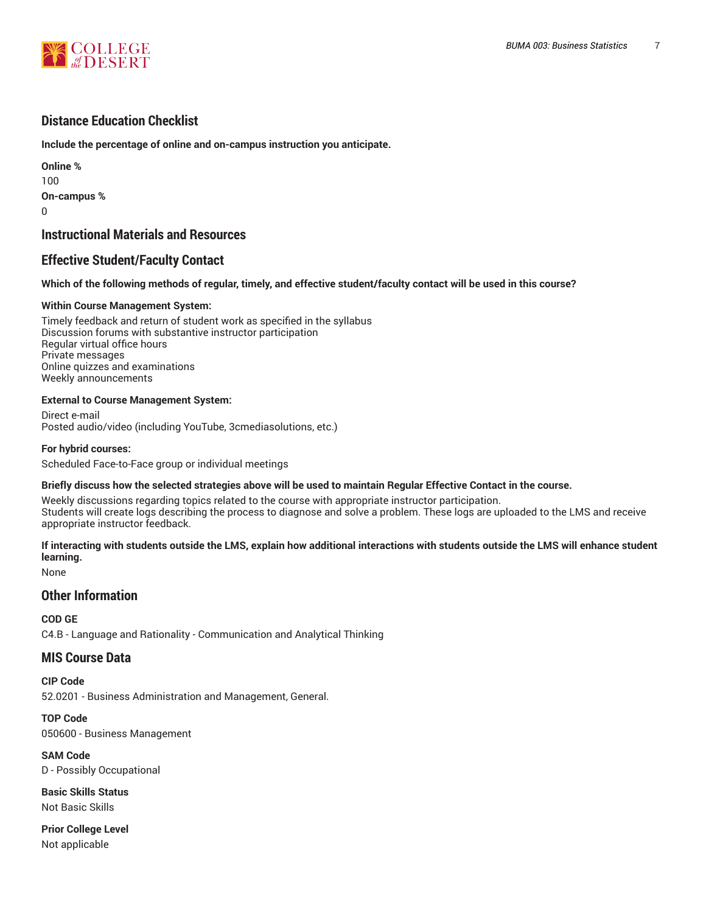## Distance Education Checklist

**Include the percentage of online and on-campus instruction you anticipate.**

**Online %**

100

**On-campus %**

0

## Instructional Materials and Resources

## Effective Student/Faculty Contact

**Which of the following methods of regular, timely, and effective student/faculty contact will be used in this course?**

**Within Course Management System:**

Timely feedback and return of student work as specified in the syllabus
Discussion forums with substantive instructor participation
Regular virtual office hours
Private messages
Online quizzes and examinations
Weekly announcements

**External to Course Management System:**

Direct e-mail
Posted audio/video (including YouTube, 3cmediasolutions, etc.)

**For hybrid courses:**

Scheduled Face-to-Face group or individual meetings

**Briefly discuss how the selected strategies above will be used to maintain Regular Effective Contact in the course.**

Weekly discussions regarding topics related to the course with appropriate instructor participation.
Students will create logs describing the process to diagnose and solve a problem. These logs are uploaded to the LMS and receive appropriate instructor feedback.

**If interacting with students outside the LMS, explain how additional interactions with students outside the LMS will enhance student learning.**

None

## Other Information

**COD GE**

C4.B - Language and Rationality - Communication and Analytical Thinking

## MIS Course Data

**CIP Code**

52.0201 - Business Administration and Management, General.

**TOP Code**

050600 - Business Management

**SAM Code**

D - Possibly Occupational

**Basic Skills Status**

Not Basic Skills

**Prior College Level**

Not applicable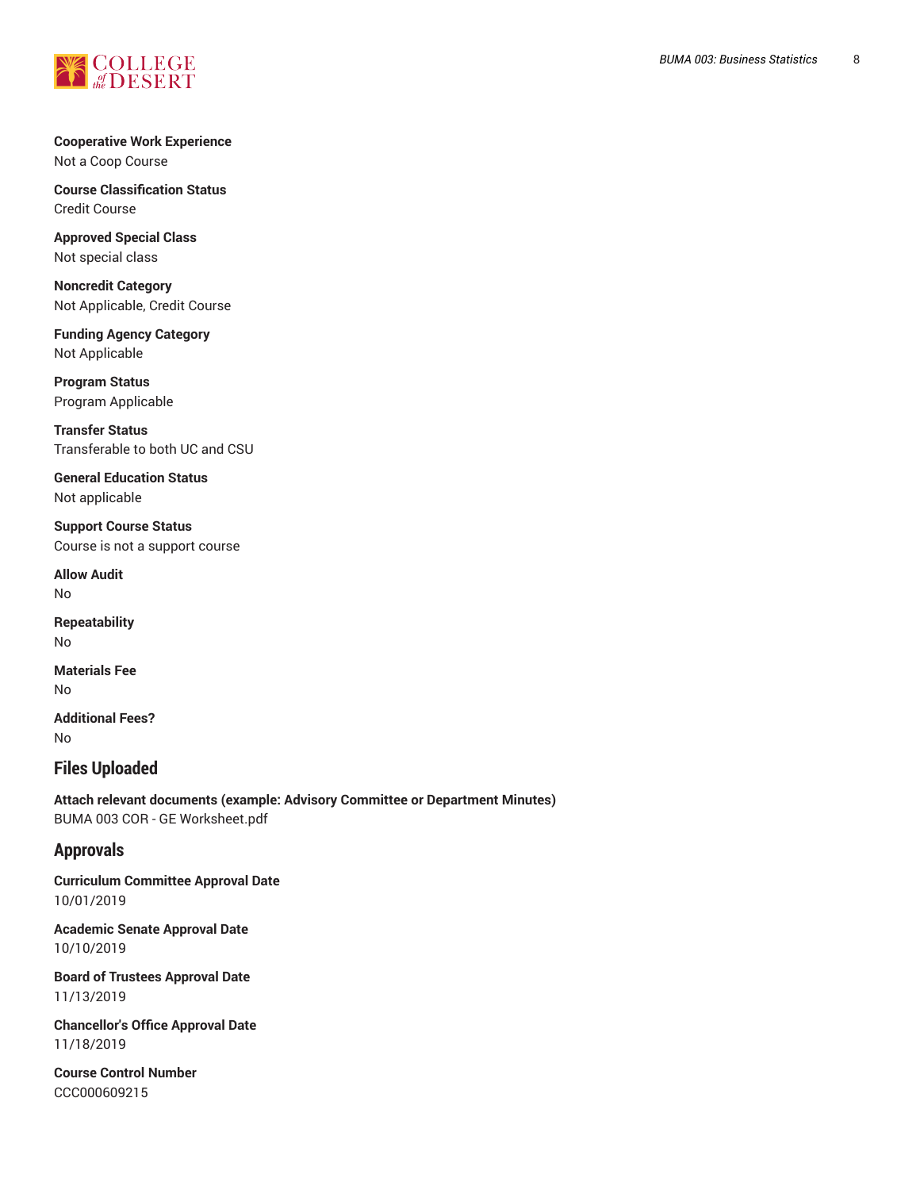**Cooperative Work Experience**
Not a Coop Course

**Course Classification Status**
Credit Course

**Approved Special Class**
Not special class

**Noncredit Category**
Not Applicable, Credit Course

**Funding Agency Category**
Not Applicable

**Program Status**
Program Applicable

**Transfer Status**
Transferable to both UC and CSU

**General Education Status**
Not applicable

**Support Course Status**
Course is not a support course

**Allow Audit**
No

**Repeatability**
No

**Materials Fee**
No

**Additional Fees?**
No

## Files Uploaded

**Attach relevant documents (example: Advisory Committee or Department Minutes)**
BUMA 003 COR - GE Worksheet.pdf

## Approvals

**Curriculum Committee Approval Date**
10/01/2019

**Academic Senate Approval Date**
10/10/2019

**Board of Trustees Approval Date**
11/13/2019

**Chancellor's Office Approval Date**
11/18/2019

**Course Control Number**
CCC000609215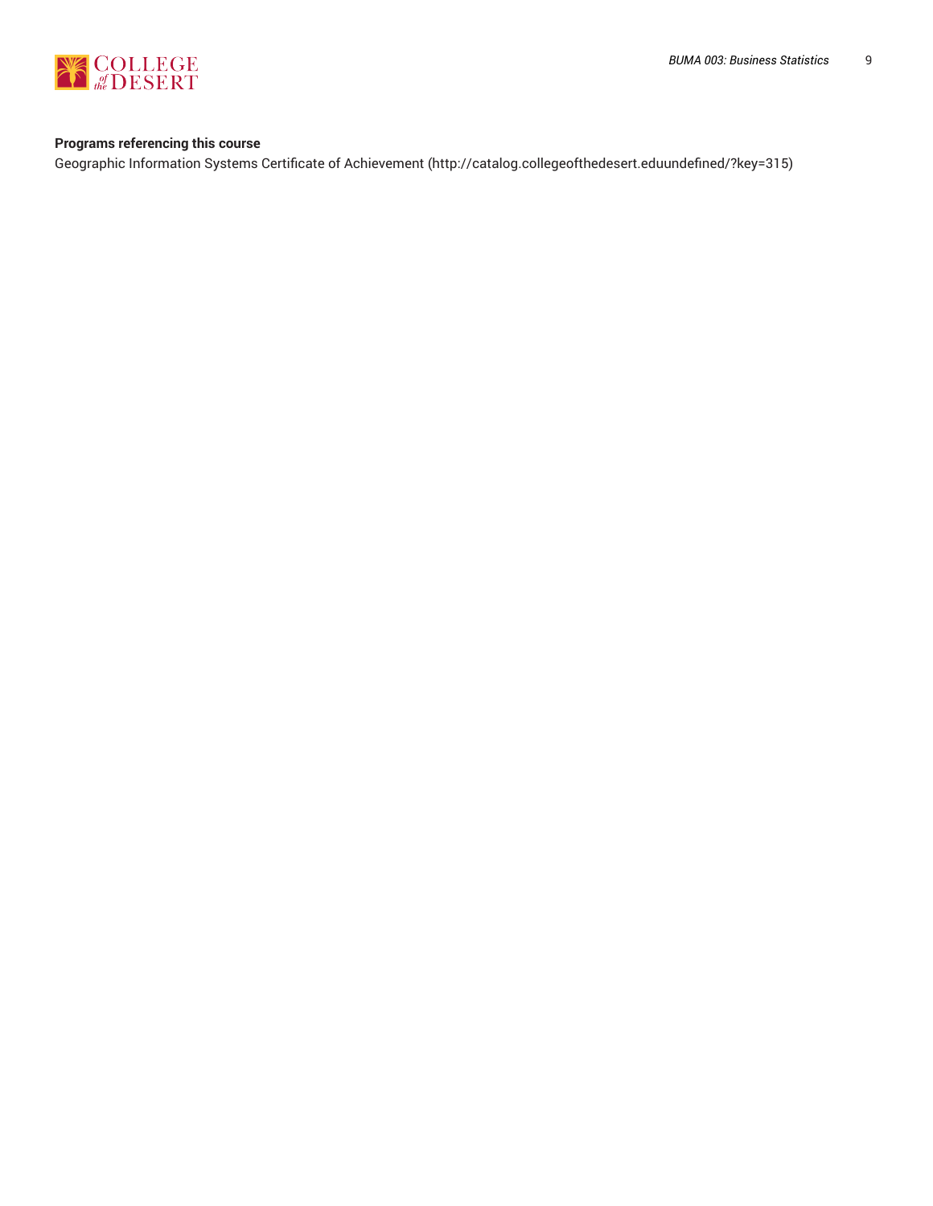**Programs referencing this course**

Geographic Information Systems Certificate of Achievement (http://catalog.collegeofthedesert.eduundefined/?key=315)